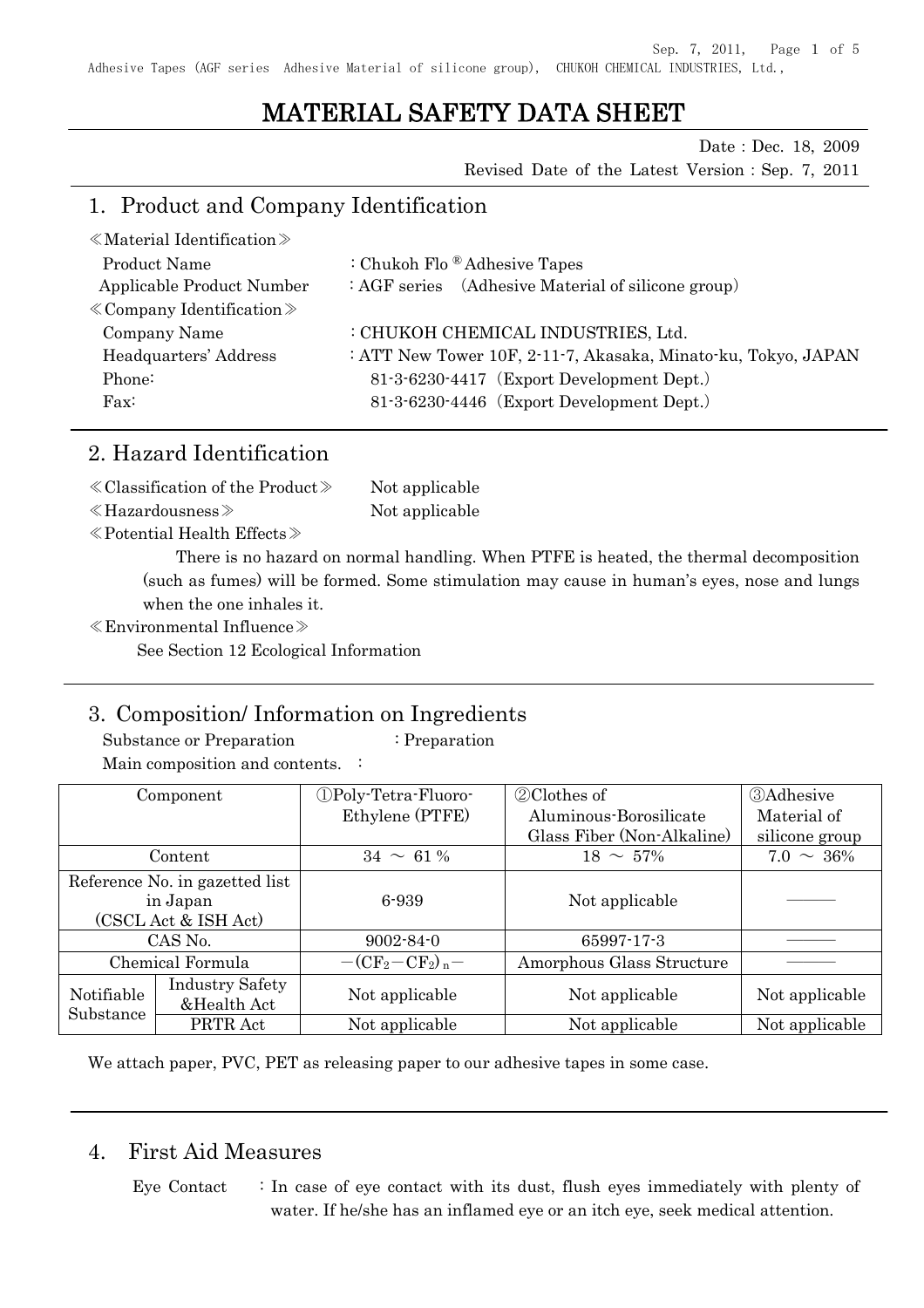// MATERIAL SAFETY DATA SHEET

Date : Dec. 18, 2009

Revised Date of the Latest Version : Sep. 7, 2011

## 1. Product and Company Identification

≪Material Identification≫

Product Name : Chukoh Flo ® Adhesive Tapes

Applicable Product Number : AGF series (Adhesive Material of silicone group)

≪Company Identification≫

Company Name : CHUKOH CHEMICAL INDUSTRIES, Ltd.

Headquarters' Address : ATT New Tower 10F, 2-11-7, Akasaka, Minato-ku, Tokyo, JAPAN

Phone: 81-3-6230-4417 (Export Development Dept.)

Fax: 81-3-6230-4446 (Export Development Dept.)

## 2. Hazard Identification

≪Classification of the Product≫ Not applicable

≪Hazardousness≫ Not applicable

≪Potential Health Effects≫

There is no hazard on normal handling. When PTFE is heated, the thermal decomposition (such as fumes) will be formed. Some stimulation may cause in human's eyes, nose and lungs when the one inhales it.

≪Environmental Influence≫

See Section 12 Ecological Information

## 3. Composition/ Information on Ingredients

Substance or Preparation : Preparation

Main composition and contents. :

| Component | | ①Poly-Tetra-Fluoro-Ethylene (PTFE) | ②Clothes of Aluminous-Borosilicate Glass Fiber (Non-Alkaline) | ③Adhesive Material of silicone group |
|---|---|---|---|---|
| Content | | 34 ～ 61 % | 18 ～ 57% | 7.0 ～ 36% |
| Reference No. in gazetted list in Japan (CSCL Act & ISH Act) | | 6-939 | Not applicable | ――― |
| CAS No. | | 9002-84-0 | 65997-17-3 | ――― |
| Chemical Formula | | $-(CF_2-CF_2)_n-$ | Amorphous Glass Structure | ――― |
| Notifiable Substance | Industry Safety &Health Act | Not applicable | Not applicable | Not applicable |
| | PRTR Act | Not applicable | Not applicable | Not applicable |

We attach paper, PVC, PET as releasing paper to our adhesive tapes in some case.

## 4. First Aid Measures

Eye Contact : In case of eye contact with its dust, flush eyes immediately with plenty of water. If he/she has an inflamed eye or an itch eye, seek medical attention.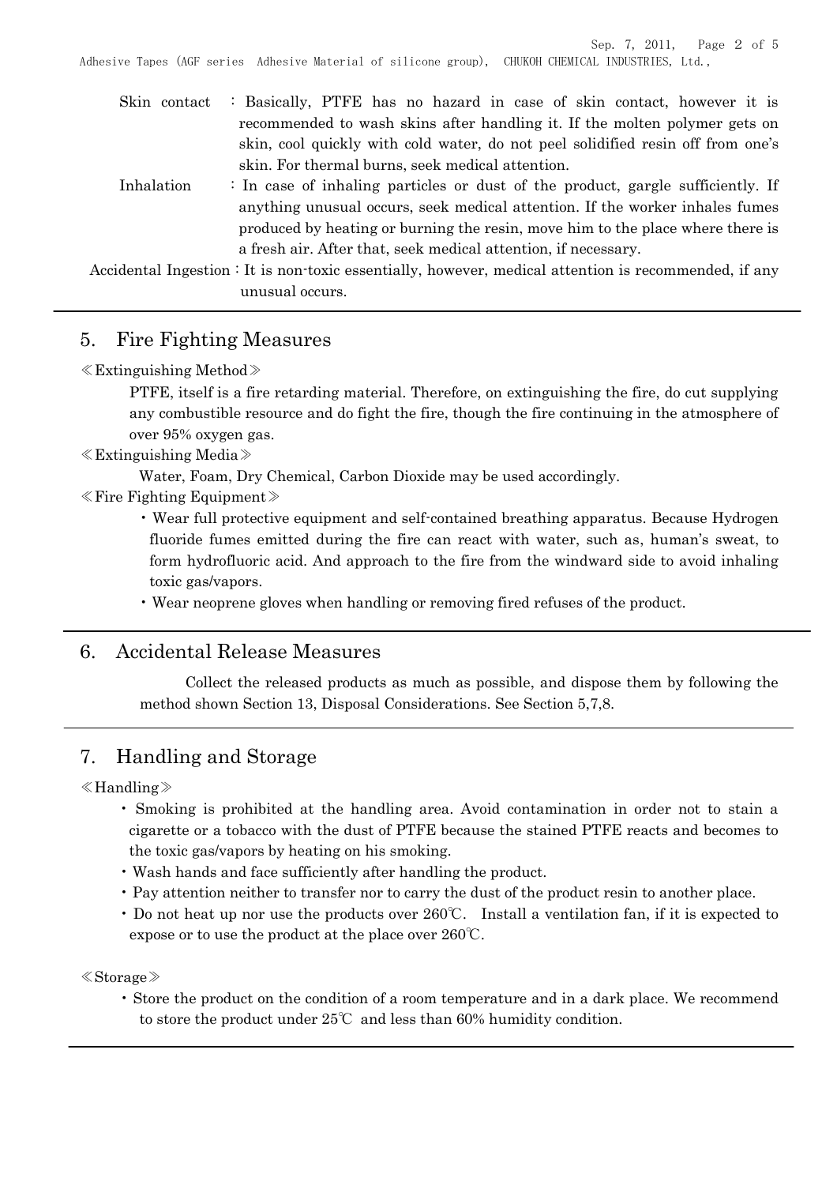Skin contact : Basically, PTFE has no hazard in case of skin contact, however it is recommended to wash skins after handling it. If the molten polymer gets on skin, cool quickly with cold water, do not peel solidified resin off from one's skin. For thermal burns, seek medical attention.

Inhalation : In case of inhaling particles or dust of the product, gargle sufficiently. If anything unusual occurs, seek medical attention. If the worker inhales fumes produced by heating or burning the resin, move him to the place where there is a fresh air. After that, seek medical attention, if necessary.

Accidental Ingestion : It is non-toxic essentially, however, medical attention is recommended, if any unusual occurs.

## 5. Fire Fighting Measures

≪Extinguishing Method≫

PTFE, itself is a fire retarding material. Therefore, on extinguishing the fire, do cut supplying any combustible resource and do fight the fire, though the fire continuing in the atmosphere of over 95% oxygen gas.

≪Extinguishing Media≫

Water, Foam, Dry Chemical, Carbon Dioxide may be used accordingly.

≪Fire Fighting Equipment≫

- Wear full protective equipment and self-contained breathing apparatus. Because Hydrogen fluoride fumes emitted during the fire can react with water, such as, human's sweat, to form hydrofluoric acid. And approach to the fire from the windward side to avoid inhaling toxic gas/vapors.
- Wear neoprene gloves when handling or removing fired refuses of the product.

## 6. Accidental Release Measures

Collect the released products as much as possible, and dispose them by following the method shown Section 13, Disposal Considerations. See Section 5,7,8.

## 7. Handling and Storage

≪Handling≫

- Smoking is prohibited at the handling area. Avoid contamination in order not to stain a cigarette or a tobacco with the dust of PTFE because the stained PTFE reacts and becomes to the toxic gas/vapors by heating on his smoking.
- Wash hands and face sufficiently after handling the product.
- Pay attention neither to transfer nor to carry the dust of the product resin to another place.
- Do not heat up nor use the products over 260℃. Install a ventilation fan, if it is expected to expose or to use the product at the place over 260℃.

≪Storage≫

- Store the product on the condition of a room temperature and in a dark place. We recommend to store the product under 25℃ and less than 60% humidity condition.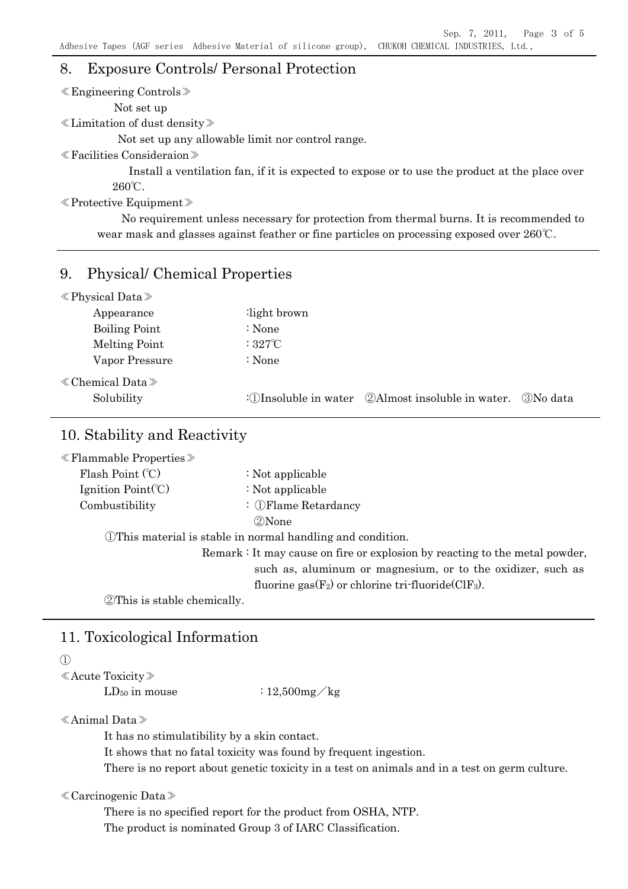## 8. Exposure Controls/ Personal Protection

≪Engineering Controls≫

Not set up

≪Limitation of dust density≫

Not set up any allowable limit nor control range.

≪Facilities Consideraion≫

Install a ventilation fan, if it is expected to expose or to use the product at the place over 260℃.

≪Protective Equipment≫

No requirement unless necessary for protection from thermal burns. It is recommended to wear mask and glasses against feather or fine particles on processing exposed over 260℃.

## 9. Physical/ Chemical Properties

≪Physical Data≫

| | |
|---|---|
| Appearance | :light brown |
| Boiling Point | : None |
| Melting Point | : 327℃ |
| Vapor Pressure | : None |

≪Chemical Data≫

| | |
|---|---|
| Solubility | :①Insoluble in water ②Almost insoluble in water. ③No data |

## 10. Stability and Reactivity

≪Flammable Properties≫

| | |
|---|---|
| Flash Point (℃) | : Not applicable |
| Ignition Point(℃) | : Not applicable |
| Combustibility | : ①Flame Retardancy<br>②None |

①This material is stable in normal handling and condition.

Remark : It may cause on fire or explosion by reacting to the metal powder, such as, aluminum or magnesium, or to the oxidizer, such as fluorine gas($F_2$) or chlorine tri-fluoride($ClF_3$).

②This is stable chemically.

## 11. Toxicological Information

①

≪Acute Toxicity≫

$LD_{50}$ in mouse : 12,500mg／kg

≪Animal Data≫

It has no stimulatibility by a skin contact.

It shows that no fatal toxicity was found by frequent ingestion.

There is no report about genetic toxicity in a test on animals and in a test on germ culture.

≪Carcinogenic Data≫

There is no specified report for the product from OSHA, NTP.

The product is nominated Group 3 of IARC Classification.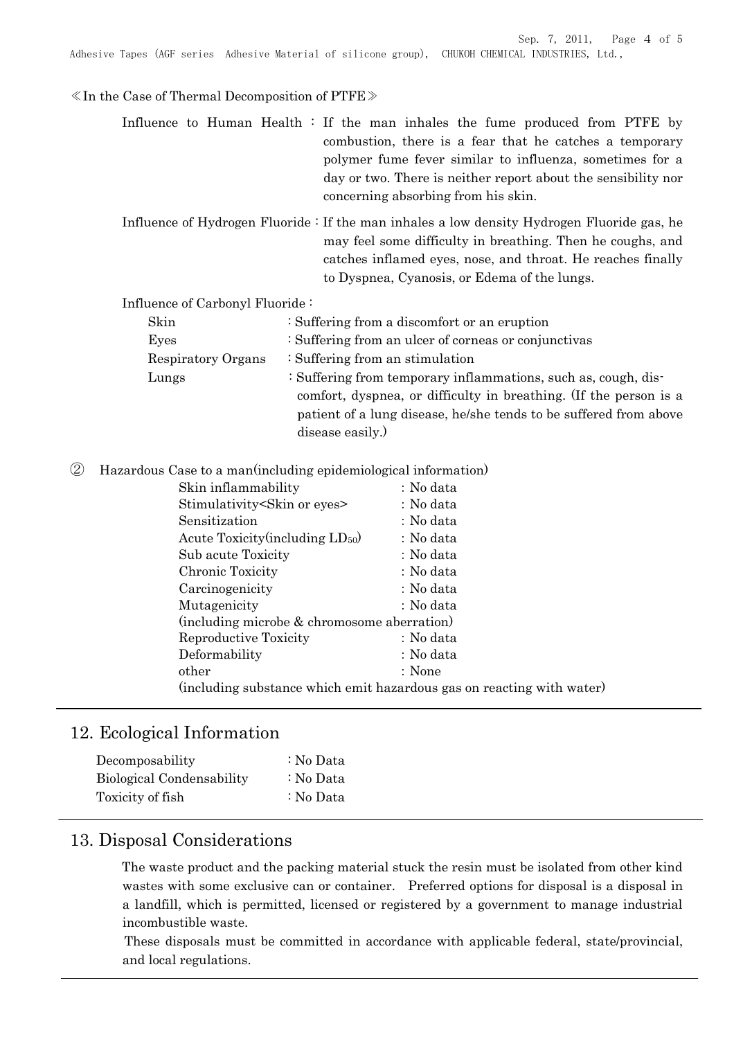≪In the Case of Thermal Decomposition of PTFE≫

Influence to Human Health : If the man inhales the fume produced from PTFE by combustion, there is a fear that he catches a temporary polymer fume fever similar to influenza, sometimes for a day or two. There is neither report about the sensibility nor concerning absorbing from his skin.

Influence of Hydrogen Fluoride : If the man inhales a low density Hydrogen Fluoride gas, he may feel some difficulty in breathing. Then he coughs, and catches inflamed eyes, nose, and throat. He reaches finally to Dyspnea, Cyanosis, or Edema of the lungs.

Influence of Carbonyl Fluoride :

| | |
|---|---|
| Skin | : Suffering from a discomfort or an eruption |
| Eyes | : Suffering from an ulcer of corneas or conjunctivas |
| Respiratory Organs | : Suffering from an stimulation |
| Lungs | : Suffering from temporary inflammations, such as, cough, discomfort, dyspnea, or difficulty in breathing. (If the person is a patient of a lung disease, he/she tends to be suffered from above disease easily.) |

② Hazardous Case to a man(including epidemiological information)

| | |
|---|---|
| Skin inflammability | : No data |
| Stimulativity<Skin or eyes> | : No data |
| Sensitization | : No data |
| Acute Toxicity(including $LD_{50}$) | : No data |
| Sub acute Toxicity | : No data |
| Chronic Toxicity | : No data |
| Carcinogenicity | : No data |
| Mutagenicity (including microbe & chromosome aberration) | : No data |
| Reproductive Toxicity | : No data |
| Deformability | : No data |
| other (including substance which emit hazardous gas on reacting with water) | : None |

## 12. Ecological Information

| | |
|---|---|
| Decomposability | : No Data |
| Biological Condensability | : No Data |
| Toxicity of fish | : No Data |

## 13. Disposal Considerations

The waste product and the packing material stuck the resin must be isolated from other kind wastes with some exclusive can or container. Preferred options for disposal is a disposal in a landfill, which is permitted, licensed or registered by a government to manage industrial incombustible waste.

These disposals must be committed in accordance with applicable federal, state/provincial, and local regulations.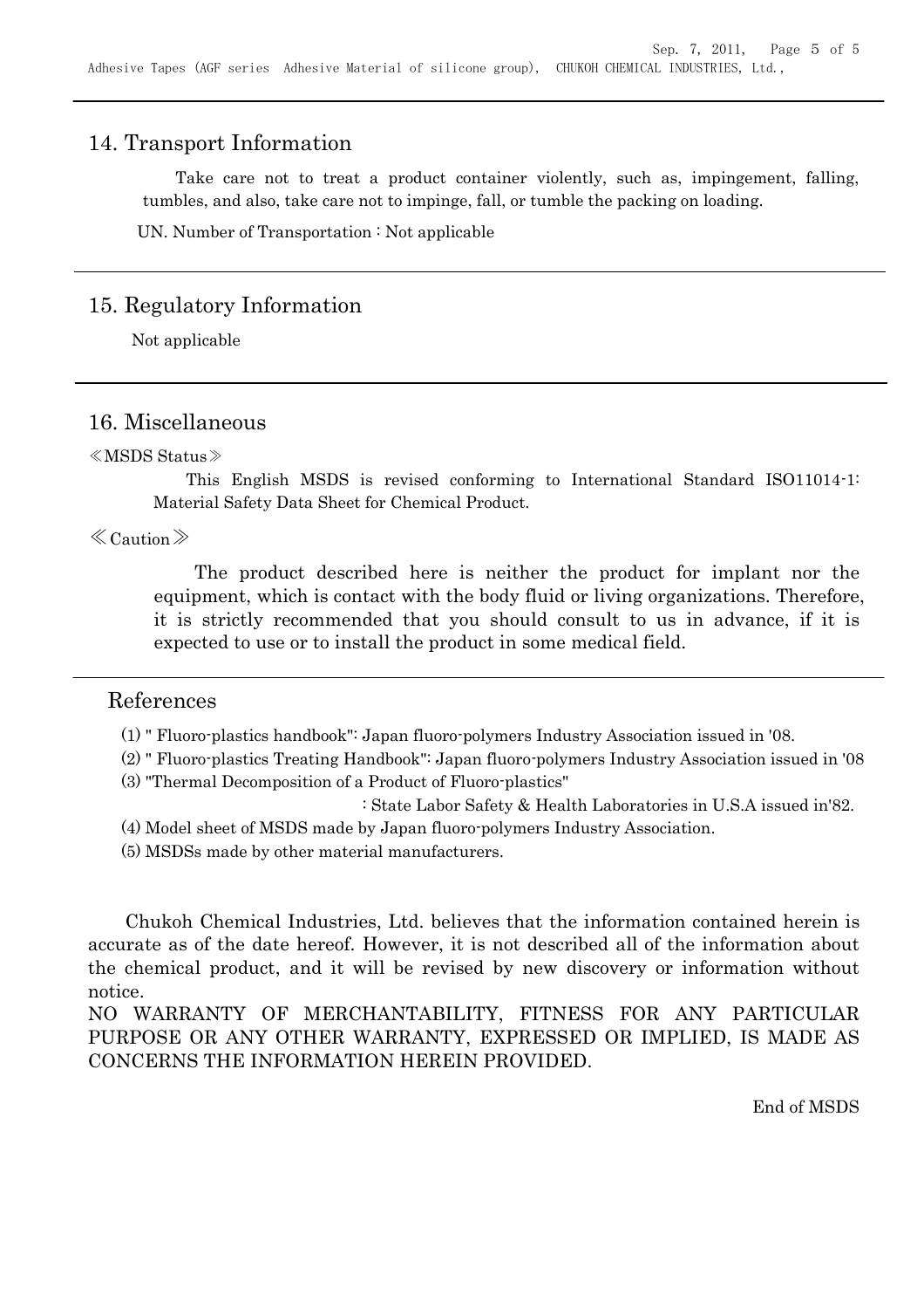## 14. Transport Information

Take care not to treat a product container violently, such as, impingement, falling, tumbles, and also, take care not to impinge, fall, or tumble the packing on loading.

UN. Number of Transportation : Not applicable

## 15. Regulatory Information

Not applicable

## 16. Miscellaneous

≪MSDS Status≫

This English MSDS is revised conforming to International Standard ISO11014-1: Material Safety Data Sheet for Chemical Product.

≪Caution≫

The product described here is neither the product for implant nor the equipment, which is contact with the body fluid or living organizations. Therefore, it is strictly recommended that you should consult to us in advance, if it is expected to use or to install the product in some medical field.

## References

(1) " Fluoro-plastics handbook": Japan fluoro-polymers Industry Association issued in '08.

(2) " Fluoro-plastics Treating Handbook": Japan fluoro-polymers Industry Association issued in '08

(3) "Thermal Decomposition of a Product of Fluoro-plastics"

: State Labor Safety & Health Laboratories in U.S.A issued in'82.

(4) Model sheet of MSDS made by Japan fluoro-polymers Industry Association.

(5) MSDSs made by other material manufacturers.

Chukoh Chemical Industries, Ltd. believes that the information contained herein is accurate as of the date hereof. However, it is not described all of the information about the chemical product, and it will be revised by new discovery or information without notice.

NO WARRANTY OF MERCHANTABILITY, FITNESS FOR ANY PARTICULAR PURPOSE OR ANY OTHER WARRANTY, EXPRESSED OR IMPLIED, IS MADE AS CONCERNS THE INFORMATION HEREIN PROVIDED.

End of MSDS